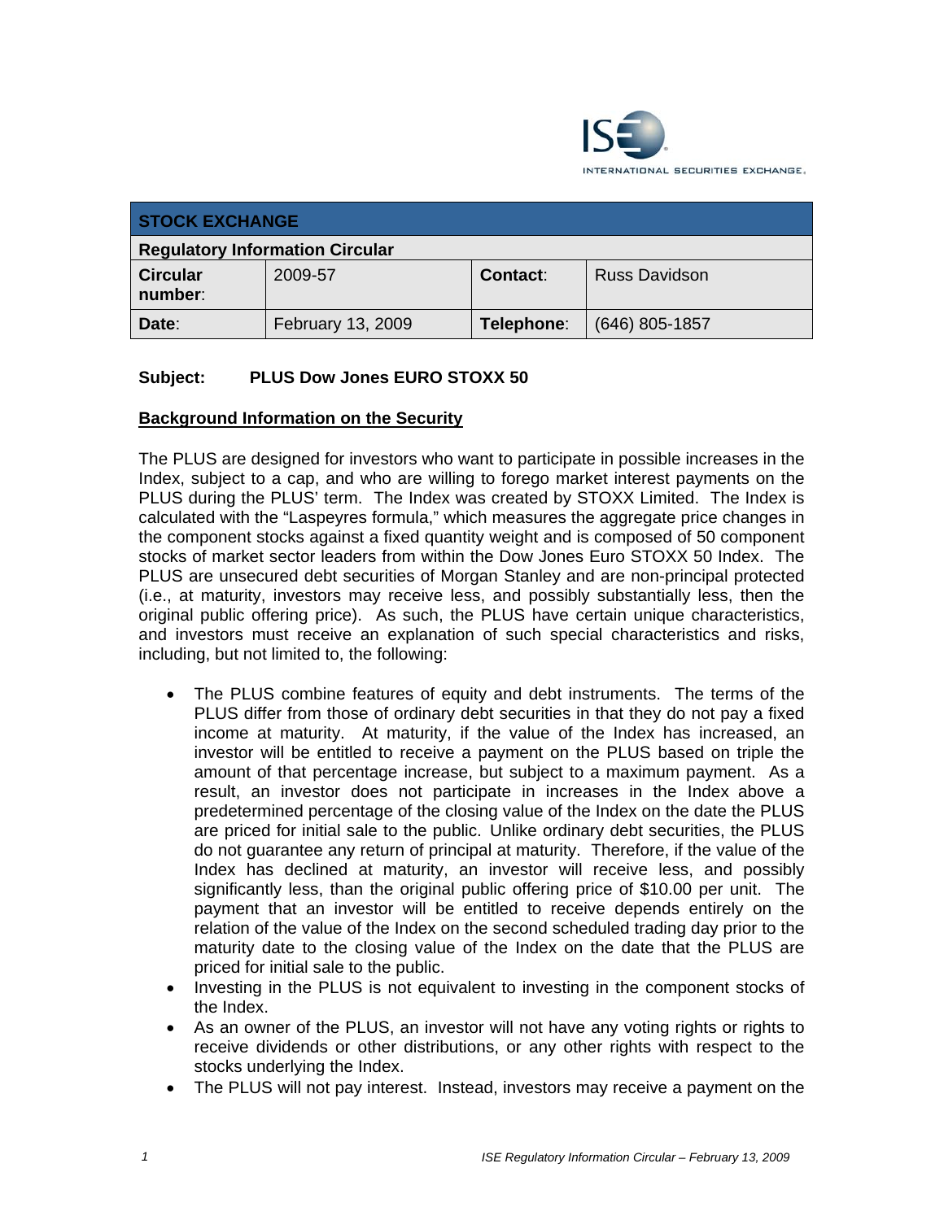ISE INTERNATIONAL SECURITIES EXCHANGE.

| STOCK EXCHANGE | | | |
|---|---|---|---|
| **Regulatory Information Circular** | | | |
| **Circular number:** | 2009-57 | **Contact:** | Russ Davidson |
| **Date:** | February 13, 2009 | **Telephone:** | (646) 805-1857 |

**Subject: PLUS Dow Jones EURO STOXX 50**

**Background Information on the Security**

The PLUS are designed for investors who want to participate in possible increases in the Index, subject to a cap, and who are willing to forego market interest payments on the PLUS during the PLUS' term. The Index was created by STOXX Limited. The Index is calculated with the "Laspeyres formula," which measures the aggregate price changes in the component stocks against a fixed quantity weight and is composed of 50 component stocks of market sector leaders from within the Dow Jones Euro STOXX 50 Index. The PLUS are unsecured debt securities of Morgan Stanley and are non-principal protected (i.e., at maturity, investors may receive less, and possibly substantially less, then the original public offering price). As such, the PLUS have certain unique characteristics, and investors must receive an explanation of such special characteristics and risks, including, but not limited to, the following:

- The PLUS combine features of equity and debt instruments. The terms of the PLUS differ from those of ordinary debt securities in that they do not pay a fixed income at maturity. At maturity, if the value of the Index has increased, an investor will be entitled to receive a payment on the PLUS based on triple the amount of that percentage increase, but subject to a maximum payment. As a result, an investor does not participate in increases in the Index above a predetermined percentage of the closing value of the Index on the date the PLUS are priced for initial sale to the public. Unlike ordinary debt securities, the PLUS do not guarantee any return of principal at maturity. Therefore, if the value of the Index has declined at maturity, an investor will receive less, and possibly significantly less, than the original public offering price of $10.00 per unit. The payment that an investor will be entitled to receive depends entirely on the relation of the value of the Index on the second scheduled trading day prior to the maturity date to the closing value of the Index on the date that the PLUS are priced for initial sale to the public.
- Investing in the PLUS is not equivalent to investing in the component stocks of the Index.
- As an owner of the PLUS, an investor will not have any voting rights or rights to receive dividends or other distributions, or any other rights with respect to the stocks underlying the Index.
- The PLUS will not pay interest. Instead, investors may receive a payment on the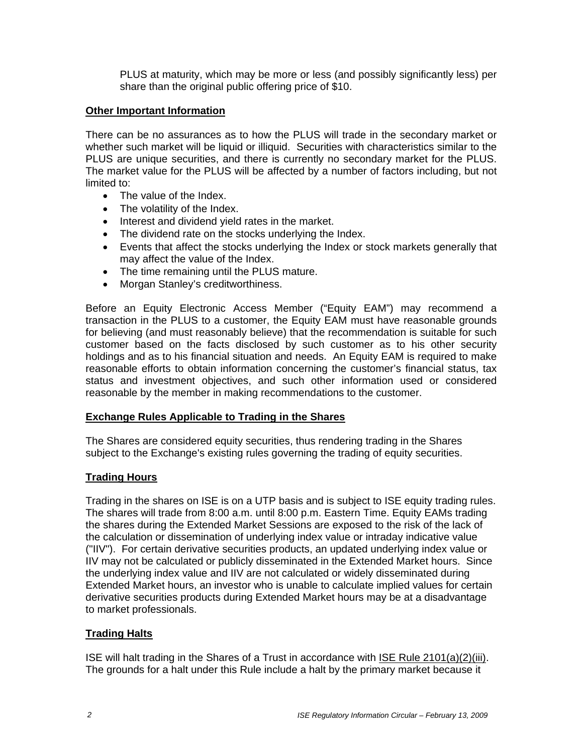PLUS at maturity, which may be more or less (and possibly significantly less) per share than the original public offering price of $10.

## Other Important Information

There can be no assurances as to how the PLUS will trade in the secondary market or whether such market will be liquid or illiquid. Securities with characteristics similar to the PLUS are unique securities, and there is currently no secondary market for the PLUS. The market value for the PLUS will be affected by a number of factors including, but not limited to:

- The value of the Index.
- The volatility of the Index.
- Interest and dividend yield rates in the market.
- The dividend rate on the stocks underlying the Index.
- Events that affect the stocks underlying the Index or stock markets generally that may affect the value of the Index.
- The time remaining until the PLUS mature.
- Morgan Stanley's creditworthiness.

Before an Equity Electronic Access Member ("Equity EAM") may recommend a transaction in the PLUS to a customer, the Equity EAM must have reasonable grounds for believing (and must reasonably believe) that the recommendation is suitable for such customer based on the facts disclosed by such customer as to his other security holdings and as to his financial situation and needs. An Equity EAM is required to make reasonable efforts to obtain information concerning the customer's financial status, tax status and investment objectives, and such other information used or considered reasonable by the member in making recommendations to the customer.

## Exchange Rules Applicable to Trading in the Shares

The Shares are considered equity securities, thus rendering trading in the Shares subject to the Exchange's existing rules governing the trading of equity securities.

## Trading Hours

Trading in the shares on ISE is on a UTP basis and is subject to ISE equity trading rules. The shares will trade from 8:00 a.m. until 8:00 p.m. Eastern Time. Equity EAMs trading the shares during the Extended Market Sessions are exposed to the risk of the lack of the calculation or dissemination of underlying index value or intraday indicative value ("IIV"). For certain derivative securities products, an updated underlying index value or IIV may not be calculated or publicly disseminated in the Extended Market hours. Since the underlying index value and IIV are not calculated or widely disseminated during Extended Market hours, an investor who is unable to calculate implied values for certain derivative securities products during Extended Market hours may be at a disadvantage to market professionals.

## Trading Halts

ISE will halt trading in the Shares of a Trust in accordance with ISE Rule 2101(a)(2)(iii). The grounds for a halt under this Rule include a halt by the primary market because it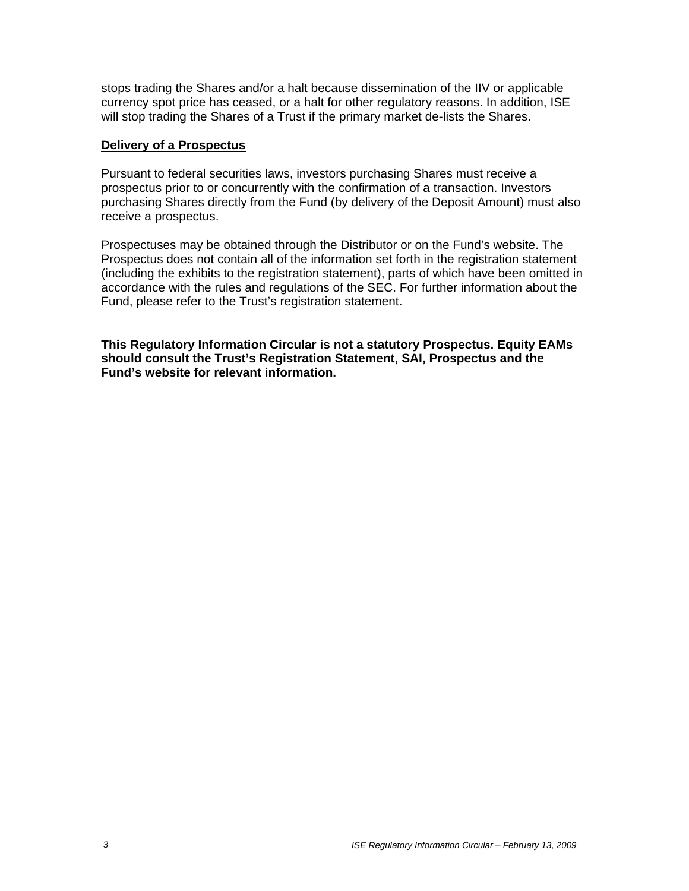stops trading the Shares and/or a halt because dissemination of the IIV or applicable currency spot price has ceased, or a halt for other regulatory reasons. In addition, ISE will stop trading the Shares of a Trust if the primary market de-lists the Shares.

## Delivery of a Prospectus

Pursuant to federal securities laws, investors purchasing Shares must receive a prospectus prior to or concurrently with the confirmation of a transaction. Investors purchasing Shares directly from the Fund (by delivery of the Deposit Amount) must also receive a prospectus.

Prospectuses may be obtained through the Distributor or on the Fund's website. The Prospectus does not contain all of the information set forth in the registration statement (including the exhibits to the registration statement), parts of which have been omitted in accordance with the rules and regulations of the SEC. For further information about the Fund, please refer to the Trust's registration statement.

**This Regulatory Information Circular is not a statutory Prospectus. Equity EAMs should consult the Trust's Registration Statement, SAI, Prospectus and the Fund's website for relevant information.**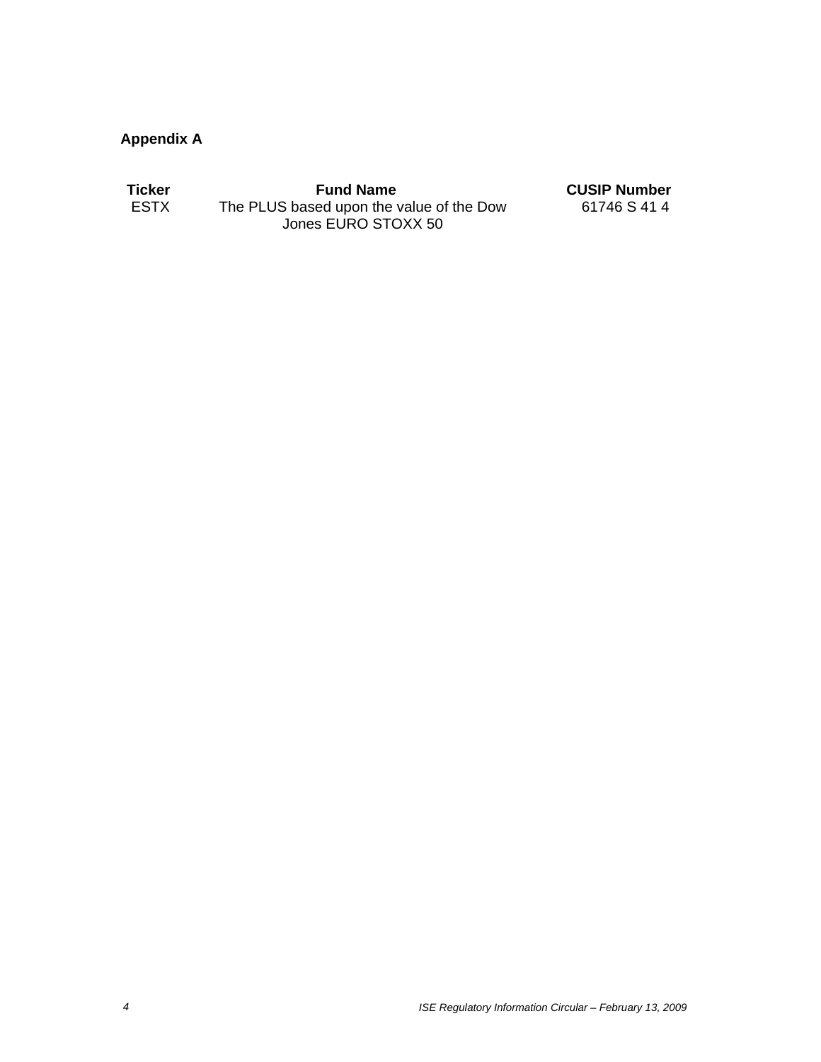**Appendix A**

| Ticker | Fund Name | CUSIP Number |
|---|---|---|
| ESTX | The PLUS based upon the value of the Dow Jones EURO STOXX 50 | 61746 S 41 4 |